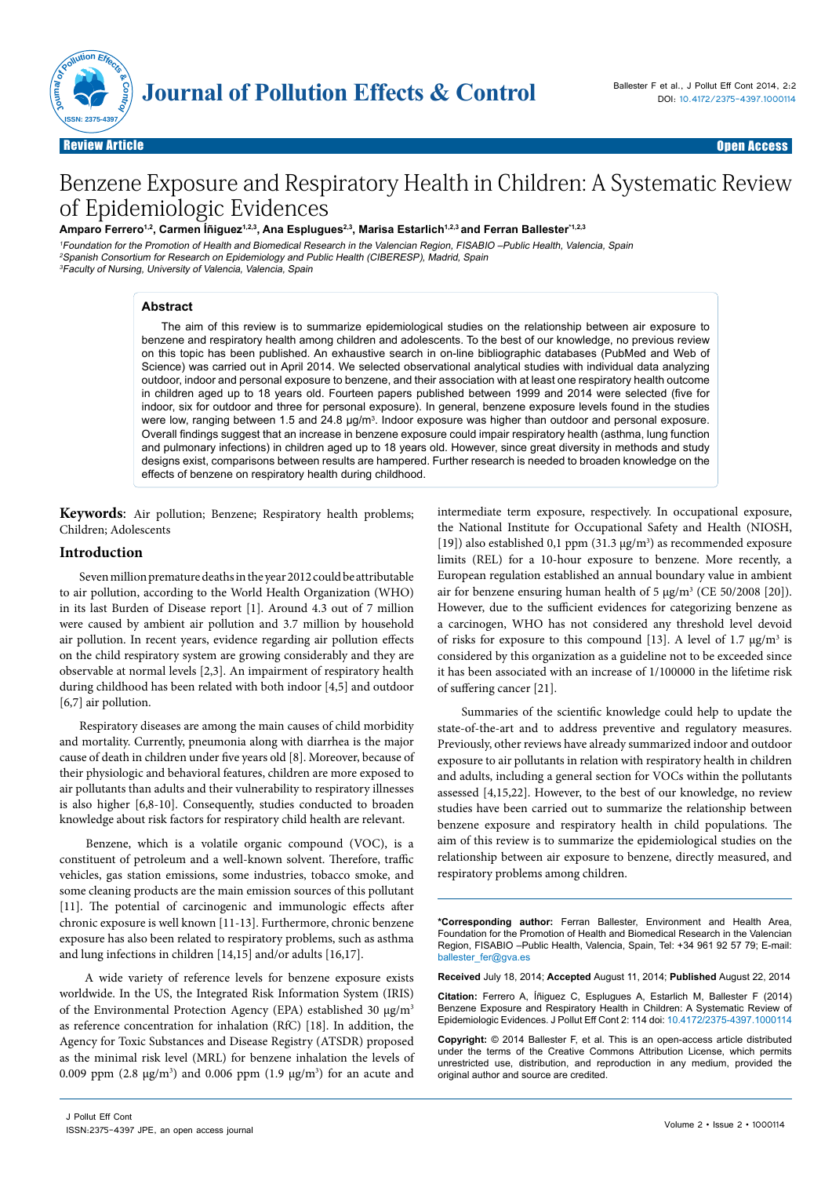Review Article | Open Access

# Benzene Exposure and Respiratory Health in Children: A Systematic Review of Epidemiologic Evidences

**Amparo Ferrero[1,2], Carmen Íñiguez[1,2,3], Ana Esplugues[2,3], Marisa Estarlich[1,2,3] and Ferran Ballester*[1,2,3]**

[1]*Foundation for the Promotion of Health and Biomedical Research in the Valencian Region, FISABIO –Public Health, Valencia, Spain*
[2]*Spanish Consortium for Research on Epidemiology and Public Health (CIBERESP), Madrid, Spain*
[3]*Faculty of Nursing, University of Valencia, Valencia, Spain*

## Abstract

The aim of this review is to summarize epidemiological studies on the relationship between air exposure to benzene and respiratory health among children and adolescents. To the best of our knowledge, no previous review on this topic has been published. An exhaustive search in on-line bibliographic databases (PubMed and Web of Science) was carried out in April 2014. We selected observational analytical studies with individual data analyzing outdoor, indoor and personal exposure to benzene, and their association with at least one respiratory health outcome in children aged up to 18 years old. Fourteen papers published between 1999 and 2014 were selected (five for indoor, six for outdoor and three for personal exposure). In general, benzene exposure levels found in the studies were low, ranging between 1.5 and 24.8 µg/m$^3$. Indoor exposure was higher than outdoor and personal exposure. Overall findings suggest that an increase in benzene exposure could impair respiratory health (asthma, lung function and pulmonary infections) in children aged up to 18 years old. However, since great diversity in methods and study designs exist, comparisons between results are hampered. Further research is needed to broaden knowledge on the effects of benzene on respiratory health during childhood.

**Keywords**: Air pollution; Benzene; Respiratory health problems; Children; Adolescents

## Introduction

Seven million premature deaths in the year 2012 could be attributable to air pollution, according to the World Health Organization (WHO) in its last Burden of Disease report [1]. Around 4.3 out of 7 million were caused by ambient air pollution and 3.7 million by household air pollution. In recent years, evidence regarding air pollution effects on the child respiratory system are growing considerably and they are observable at normal levels [2,3]. An impairment of respiratory health during childhood has been related with both indoor [4,5] and outdoor [6,7] air pollution.

Respiratory diseases are among the main causes of child morbidity and mortality. Currently, pneumonia along with diarrhea is the major cause of death in children under five years old [8]. Moreover, because of their physiologic and behavioral features, children are more exposed to air pollutants than adults and their vulnerability to respiratory illnesses is also higher [6,8-10]. Consequently, studies conducted to broaden knowledge about risk factors for respiratory child health are relevant.

Benzene, which is a volatile organic compound (VOC), is a constituent of petroleum and a well-known solvent. Therefore, traffic vehicles, gas station emissions, some industries, tobacco smoke, and some cleaning products are the main emission sources of this pollutant [11]. The potential of carcinogenic and immunologic effects after chronic exposure is well known [11-13]. Furthermore, chronic benzene exposure has also been related to respiratory problems, such as asthma and lung infections in children [14,15] and/or adults [16,17].

A wide variety of reference levels for benzene exposure exists worldwide. In the US, the Integrated Risk Information System (IRIS) of the Environmental Protection Agency (EPA) established 30 µg/m$^3$ as reference concentration for inhalation (RfC) [18]. In addition, the Agency for Toxic Substances and Disease Registry (ATSDR) proposed as the minimal risk level (MRL) for benzene inhalation the levels of 0.009 ppm (2.8 µg/m$^3$) and 0.006 ppm (1.9 µg/m$^3$) for an acute and intermediate term exposure, respectively. In occupational exposure, the National Institute for Occupational Safety and Health (NIOSH, [19]) also established 0,1 ppm (31.3 µg/m$^3$) as recommended exposure limits (REL) for a 10-hour exposure to benzene. More recently, a European regulation established an annual boundary value in ambient air for benzene ensuring human health of 5 µg/m$^3$ (CE 50/2008 [20]). However, due to the sufficient evidences for categorizing benzene as a carcinogen, WHO has not considered any threshold level devoid of risks for exposure to this compound [13]. A level of 1.7 µg/m$^3$ is considered by this organization as a guideline not to be exceeded since it has been associated with an increase of 1/100000 in the lifetime risk of suffering cancer [21].

Summaries of the scientific knowledge could help to update the state-of-the-art and to address preventive and regulatory measures. Previously, other reviews have already summarized indoor and outdoor exposure to air pollutants in relation with respiratory health in children and adults, including a general section for VOCs within the pollutants assessed [4,15,22]. However, to the best of our knowledge, no review studies have been carried out to summarize the relationship between benzene exposure and respiratory health in child populations. The aim of this review is to summarize the epidemiological studies on the relationship between air exposure to benzene, directly measured, and respiratory problems among children.

---

**\*Corresponding author:** Ferran Ballester, Environment and Health Area, Foundation for the Promotion of Health and Biomedical Research in the Valencian Region, FISABIO –Public Health, Valencia, Spain, Tel: +34 961 92 57 79; E-mail: ballester_fer@gva.es

**Received** July 18, 2014; **Accepted** August 11, 2014; **Published** August 22, 2014

**Citation:** Ferrero A, Íñiguez C, Esplugues A, Estarlich M, Ballester F (2014) Benzene Exposure and Respiratory Health in Children: A Systematic Review of Epidemiologic Evidences. J Pollut Eff Cont 2: 114 doi: 10.4172/2375-4397.1000114

**Copyright:** © 2014 Ballester F, et al. This is an open-access article distributed under the terms of the Creative Commons Attribution License, which permits unrestricted use, distribution, and reproduction in any medium, provided the original author and source are credited.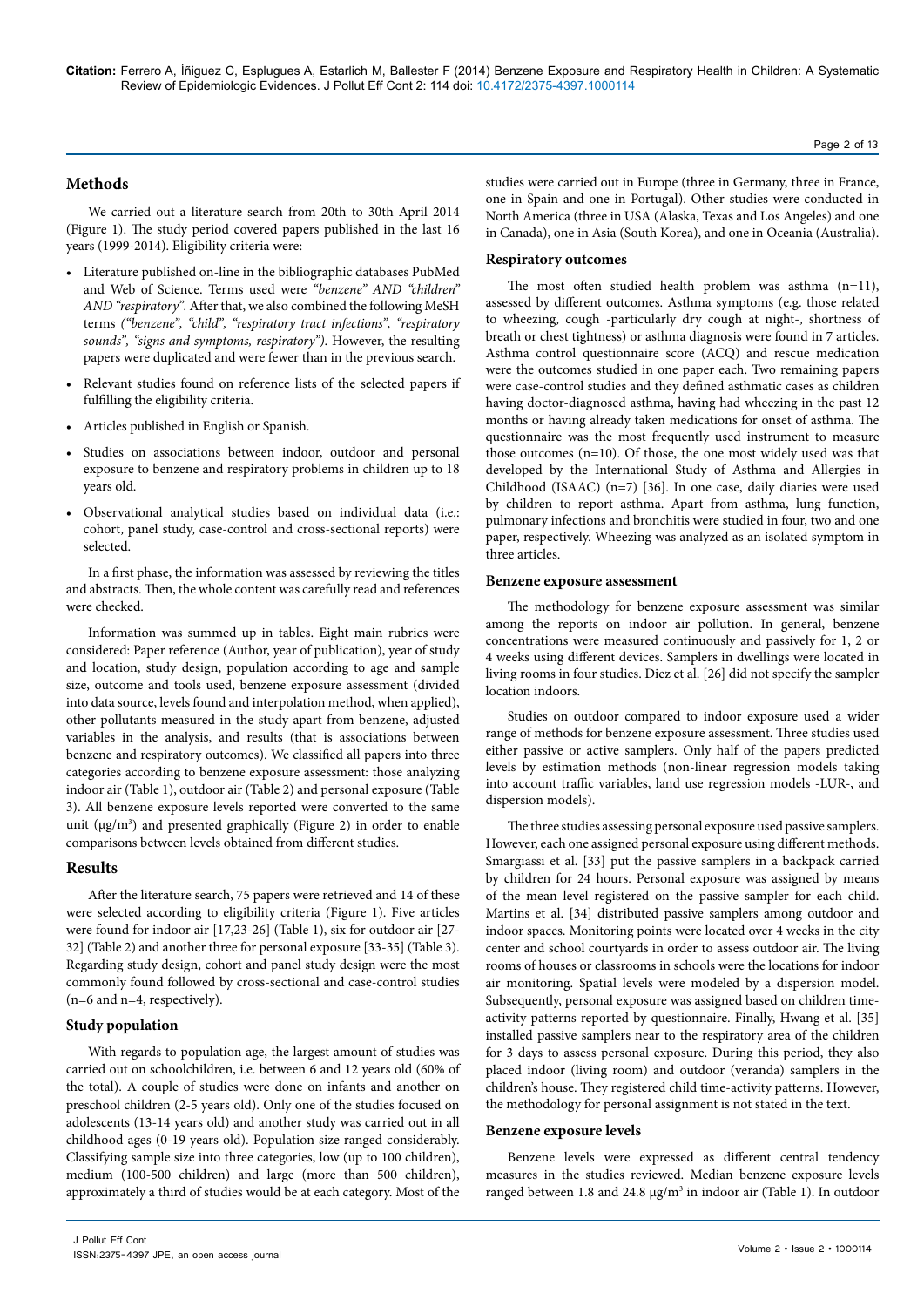## Methods

We carried out a literature search from 20th to 30th April 2014 (Figure 1). The study period covered papers published in the last 16 years (1999-2014). Eligibility criteria were:

- Literature published on-line in the bibliographic databases PubMed and Web of Science. Terms used were *"benzene" AND "children" AND "respiratory"*. After that, we also combined the following MeSH terms *("benzene", "child", "respiratory tract infections", "respiratory sounds", "signs and symptoms, respiratory")*. However, the resulting papers were duplicated and were fewer than in the previous search.
- Relevant studies found on reference lists of the selected papers if fulfilling the eligibility criteria.
- Articles published in English or Spanish.
- Studies on associations between indoor, outdoor and personal exposure to benzene and respiratory problems in children up to 18 years old.
- Observational analytical studies based on individual data (i.e.: cohort, panel study, case-control and cross-sectional reports) were selected.

In a first phase, the information was assessed by reviewing the titles and abstracts. Then, the whole content was carefully read and references were checked.

Information was summed up in tables. Eight main rubrics were considered: Paper reference (Author, year of publication), year of study and location, study design, population according to age and sample size, outcome and tools used, benzene exposure assessment (divided into data source, levels found and interpolation method, when applied), other pollutants measured in the study apart from benzene, adjusted variables in the analysis, and results (that is associations between benzene and respiratory outcomes). We classified all papers into three categories according to benzene exposure assessment: those analyzing indoor air (Table 1), outdoor air (Table 2) and personal exposure (Table 3). All benzene exposure levels reported were converted to the same unit (μg/m$^3$) and presented graphically (Figure 2) in order to enable comparisons between levels obtained from different studies.

## Results

After the literature search, 75 papers were retrieved and 14 of these were selected according to eligibility criteria (Figure 1). Five articles were found for indoor air [17,23-26] (Table 1), six for outdoor air [27-32] (Table 2) and another three for personal exposure [33-35] (Table 3). Regarding study design, cohort and panel study design were the most commonly found followed by cross-sectional and case-control studies (n=6 and n=4, respectively).

### Study population

With regards to population age, the largest amount of studies was carried out on schoolchildren, i.e. between 6 and 12 years old (60% of the total). A couple of studies were done on infants and another on preschool children (2-5 years old). Only one of the studies focused on adolescents (13-14 years old) and another study was carried out in all childhood ages (0-19 years old). Population size ranged considerably. Classifying sample size into three categories, low (up to 100 children), medium (100-500 children) and large (more than 500 children), approximately a third of studies would be at each category. Most of the studies were carried out in Europe (three in Germany, three in France, one in Spain and one in Portugal). Other studies were conducted in North America (three in USA (Alaska, Texas and Los Angeles) and one in Canada), one in Asia (South Korea), and one in Oceania (Australia).

### Respiratory outcomes

The most often studied health problem was asthma (n=11), assessed by different outcomes. Asthma symptoms (e.g. those related to wheezing, cough -particularly dry cough at night-, shortness of breath or chest tightness) or asthma diagnosis were found in 7 articles. Asthma control questionnaire score (ACQ) and rescue medication were the outcomes studied in one paper each. Two remaining papers were case-control studies and they defined asthmatic cases as children having doctor-diagnosed asthma, having had wheezing in the past 12 months or having already taken medications for onset of asthma. The questionnaire was the most frequently used instrument to measure those outcomes (n=10). Of those, the one most widely used was that developed by the International Study of Asthma and Allergies in Childhood (ISAAC) (n=7) [36]. In one case, daily diaries were used by children to report asthma. Apart from asthma, lung function, pulmonary infections and bronchitis were studied in four, two and one paper, respectively. Wheezing was analyzed as an isolated symptom in three articles.

### Benzene exposure assessment

The methodology for benzene exposure assessment was similar among the reports on indoor air pollution. In general, benzene concentrations were measured continuously and passively for 1, 2 or 4 weeks using different devices. Samplers in dwellings were located in living rooms in four studies. Diez et al. [26] did not specify the sampler location indoors.

Studies on outdoor compared to indoor exposure used a wider range of methods for benzene exposure assessment. Three studies used either passive or active samplers. Only half of the papers predicted levels by estimation methods (non-linear regression models taking into account traffic variables, land use regression models -LUR-, and dispersion models).

The three studies assessing personal exposure used passive samplers. However, each one assigned personal exposure using different methods. Smargiassi et al. [33] put the passive samplers in a backpack carried by children for 24 hours. Personal exposure was assigned by means of the mean level registered on the passive sampler for each child. Martins et al. [34] distributed passive samplers among outdoor and indoor spaces. Monitoring points were located over 4 weeks in the city center and school courtyards in order to assess outdoor air. The living rooms of houses or classrooms in schools were the locations for indoor air monitoring. Spatial levels were modeled by a dispersion model. Subsequently, personal exposure was assigned based on children time-activity patterns reported by questionnaire. Finally, Hwang et al. [35] installed passive samplers near to the respiratory area of the children for 3 days to assess personal exposure. During this period, they also placed indoor (living room) and outdoor (veranda) samplers in the children's house. They registered child time-activity patterns. However, the methodology for personal assignment is not stated in the text.

### Benzene exposure levels

Benzene levels were expressed as different central tendency measures in the studies reviewed. Median benzene exposure levels ranged between 1.8 and 24.8 μg/m$^3$ in indoor air (Table 1). In outdoor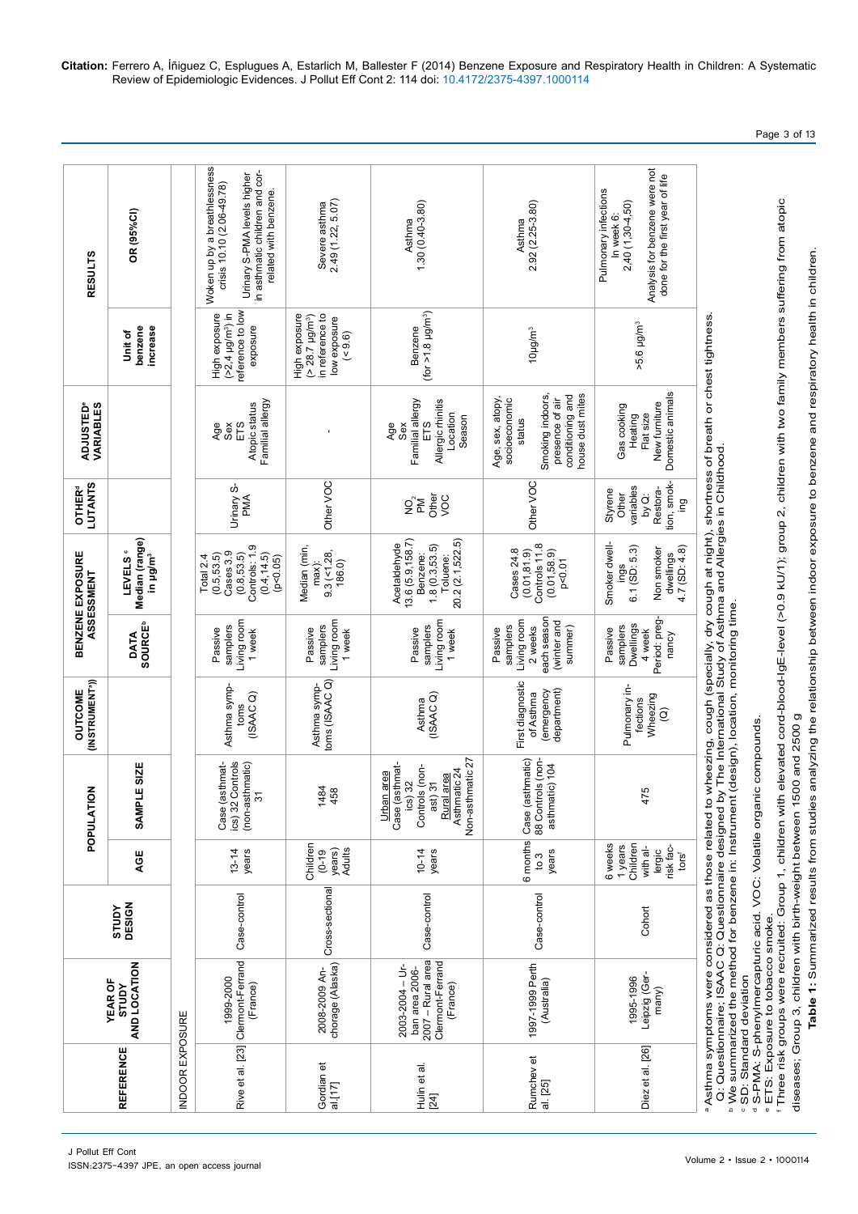| REFERENCE | YEAR OF STUDY AND LOCATION | STUDY DESIGN | POPULATION | | OUTCOME (INSTRUMENT[a]) | BENZENE EXPOSURE ASSESSMENT | | OTHER[d] LUTANTS | ADJUSTED[e] VARIABLES | RESULTS | |
|---|---|---|---|---|---|---|---|---|---|---|---|
| | | | AGE | SAMPLE SIZE | | DATA SOURCE[b] | LEVELS[c] Median (range) in µg/m³ | | | Unit of benzene increase | OR (95%CI) |
| INDOOR EXPOSURE | | | | | | | | | | | |
| Rive et al. [23] | 1999-2000 Clermont-Ferrand (France) | Case-control | 13-14 years | Case (asthmatics) 32 Controls (non-asthmatic) 31 | Asthma symptoms (ISAAC Q) | Passive samplers Living room 1 week | Total 2.4 (0.5,53.5) Cases 3.9 (0.8,53.5) Controls: 1.9 (0.4,14.5) (p<0.05) | Urinary S-PMA | Age Sex ETS Atopic status Familial allergy | High exposure (>2.4 µg/m³) in reference to low exposure | Woken up by a breathlessness crisis 10.10 (2.06-49.78) Urinary S-PMA levels higher in asthmatic children and correlated with benzene. |
| Gordian et al.[17] | 2008-2009 Anchorage (Alaska) | Cross-sectional | Children (0-19 years) Adults | 1484 458 | Asthma symptoms (ISAAC Q) | Passive samplers Living room 1 week | Median (min, max): 9.3 (<1.28, 186.0) | Other VOC | - | High exposure (> 28.7 µg/m³) in reference to low exposure (< 9.6) | Severe asthma 2.49 (1.22, 5.07) |
| Hulin et al. [24] | 2003-2004 – Urban area 2006-2007 – Rural area Clermont-Ferrand (France) | Case-control | 10-14 years | Urban area Case (asthmatics) 32 Controls (non-ast) 31 Rural area Asthmatic 24 Non-asthmatic 27 | Asthma (ISAAC Q) | Passive samplers Living room 1 week | Acetaldehyde 13.6 (5.9,158.7) Benzene: 1.8 (0.3,53.5) Toluene: 20.2 (2.1,522.5) | $NO_2$ PM Other VOC | Age Sex Familial allergy ETS Allergic rhinitis Location Season | Benzene (for >1.8 µg/m³) | Asthma 1.30 (0.40-3.80) |
| Rumchev et al. [25] | 1997-1999 Perth (Australia) | Case-control | 6 months to 3 years | Case (asthmatic) 88 Controls (non-asthmatic) 104 | First diagnostic of Asthma (emergency department) | Passive samplers Living room 2 weeks each season (winter and summer) | Cases 24.8 (0.01,81.9) Controls 11.8 (0.01,58.9) p<0.01 | Other VOC | Age, sex, atopy, socioeconomic status Smoking indoors, presence of air conditioning and house dust mites | 10µg/m³ | Asthma 2.92 (2.25-3.80) |
| Diez et al. [26] | 1995-1996 Leipzig (Germany) | Cohort | 6 weeks 1 years Children with allergic risk factors[f] | 475 | Pulmonary infections Wheezing (Q) | Passive samplers Dwellings 4 week Period: pregnancy | Smoker dwellings 6.1 (SD: 5.3) Non smoker dwellings 4.7 (SD: 4.8) | Styrene Other variables by Q: Restoration, smoking | Gas cooking Heating Flat size New furniture Domestic animals | >5.6 µg/m³ | Pulmonary infections In week 6: 2.40 (1.30-4.50) Analysis for benzene were not done for the first year of life |

[a] Asthma symptoms were considered as those related to wheezing, cough (specially, dry cough at night), shortness of breath or chest tightness.
Q: Questionnaire; ISAAC Q: Questionnaire designed by The International Study of Asthma and Allergies in Childhood.
[b] We summarized the method for benzene in: Instrument (design), location, monitoring time.
[c] SD: Standard deviation
[d] S-PMA: S-phenylmercapturic acid. VOC: Volatile organic compounds.
[e] ETS: Exposure to tobacco smoke.
[f] Three risk groups were recruited: Group 1, children with elevated cord-blood-IgE-level (>0.9 kU/1); group 2, children with two family members suffering from atopic diseases; Group 3, children with birth-weight between 1500 and 2500 g

**Table 1:** Summarized results from studies analyzing the relationship between indoor exposure to benzene and respiratory health in children.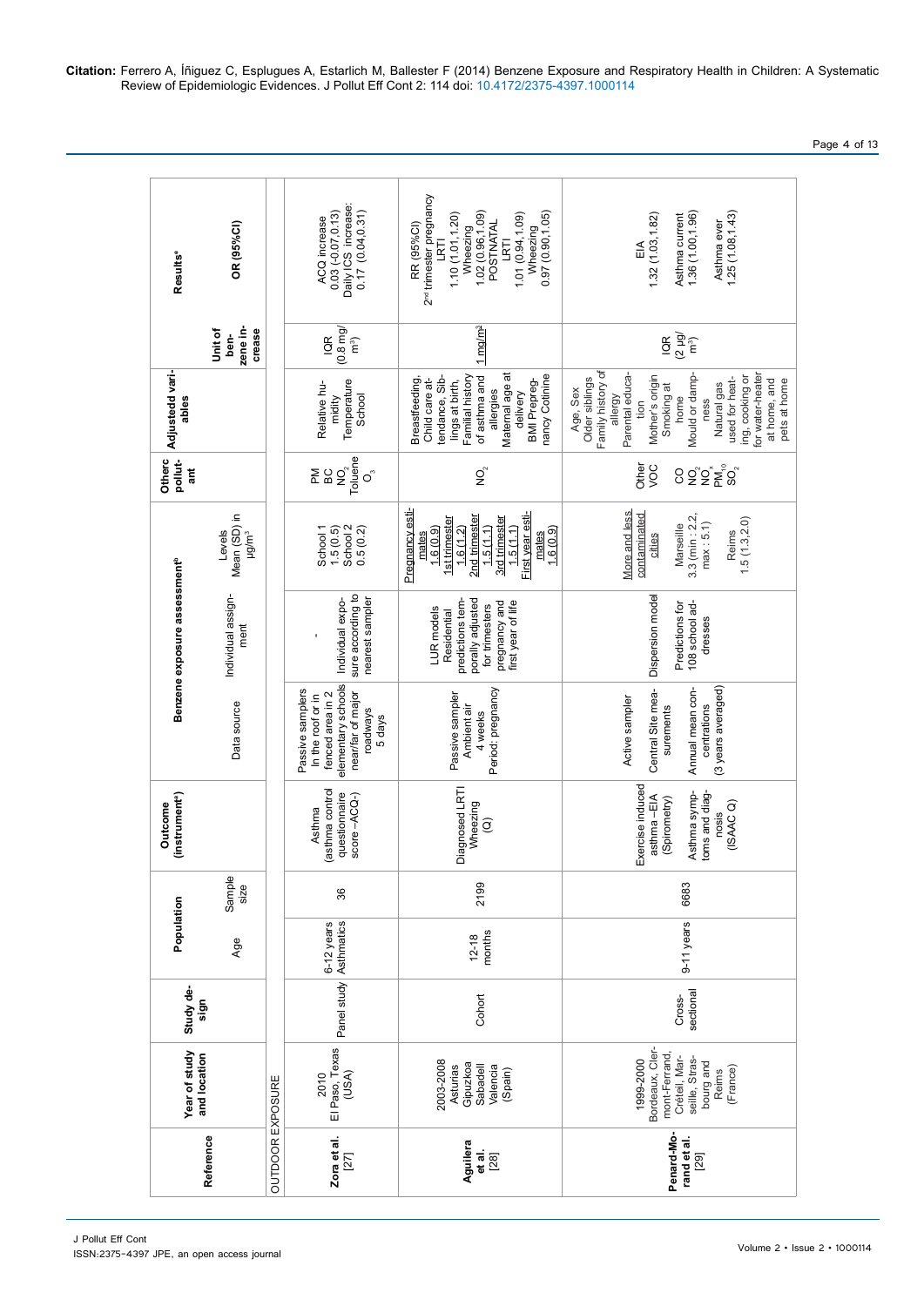**Citation:** Ferrero A, Íñiguez C, Esplugues A, Estarlich M, Ballester F (2014) Benzene Exposure and Respiratory Health in Children: A Systematic Review of Epidemiologic Evidences. J Pollut Eff Cont 2: 114 doi: 10.4172/2375-4397.1000114

| Reference | Year of study and location | Study design | Population | | Outcome (instrument[a]) | Benzene exposure assessment[b] | | | Other pollutant | Adjusted variables | Results[c] | |
|---|---|---|---|---|---|---|---|---|---|---|---|---|
| | | | Age | Sample size | | Data source | Individual assignment | Levels Mean (SD) in µg/m³ | | | Unit of benzene increase | OR (95%CI) |
| OUTDOOR EXPOSURE | | | | | | | | | | | | |
| **Zora et al.** [27] | 2010 El Paso, Texas (USA) | Panel study | 6-12 years Asthmatics | 36 | Asthma (asthma control questionnaire score –ACQ-) | Passive samplers In the roof or in fenced area in 2 elementary schools near/far of major roadways 5 days | - Individual exposure according to nearest sampler | School 1 1.5 (0.5) School 2 0.5 (0.2) | PM BC $NO_2$ Toluene $O_3$ | Relative humidity Temperature School | IQR (0.8 mg/m³) | ACQ increase 0.03 (-0.07,0.13) Daily ICS increase: 0.17 (0.04,0.31) |
| **Aguilera et al.** [28] | 2003-2008 Asturias Gipuzkoa Sabadell Valencia (Spain) | Cohort | 12-18 months | 2199 | Diagnosed LRTI Wheezing (Q) | Passive sampler Ambient air 4 weeks Period: pregnancy | LUR models Residential predictions temporally adjusted for trimesters pregnancy and first year of life | Pregnancy estimates 1.6 (0.9) 1st trimester 1.6 (1.2) 2nd trimester 1.5 (1.1) 3rd trimester 1.5 (1.1) First year estimates 1.6 (0.9) | $NO_2$ | Breastfeeding, Child care attendance, Siblings at birth, Familial history of asthma and allergies Maternal age at delivery BMI Prepregnancy Cotinine | 1 mg/m³ | RR (95%CI) 2nd trimester pregnancy LRTI 1.10 (1.01,1.20) Wheezing 1.02 (0.96,1.09) POSTNATAL LRTI 1.01 (0.94,1.09) Wheezing 0.97 (0.90,1.05) |
| **Penard-Morand et al.** [29] | 1999-2000 Bordeaux, Clermont-Ferrand, Créteil, Marseille, Strasbourg and Reims (France) | Cross-sectional | 9-11 years | 6683 | Exercise induced asthma –EIA (Spirometry) Asthma symptoms and diagnosis (ISAAC Q) | Active sampler Central Site measurements Annual mean concentrations (3 years averaged) | Dispersion model Predictions for 108 school addresses | More and less contaminated cities Marseille 3.3 (min : 2.2, max : 5.1) Reims 1.5 (1.3,2.0) | Other VOC CO $NO_2$ $NO_x$ $PM_{10}$ $SO_2$ | Age, Sex Older siblings Family history of allergy Parental education Mother's origin Smoking at home Mould or dampness Natural gas used for heating, cooking or for water-heater at home, and pets at home | IQR (2 µg/m³) | EIA 1.32 (1.03,1.82) Asthma current 1.36 (1.00,1.96) Asthma ever 1.25 (1.08,1.43) |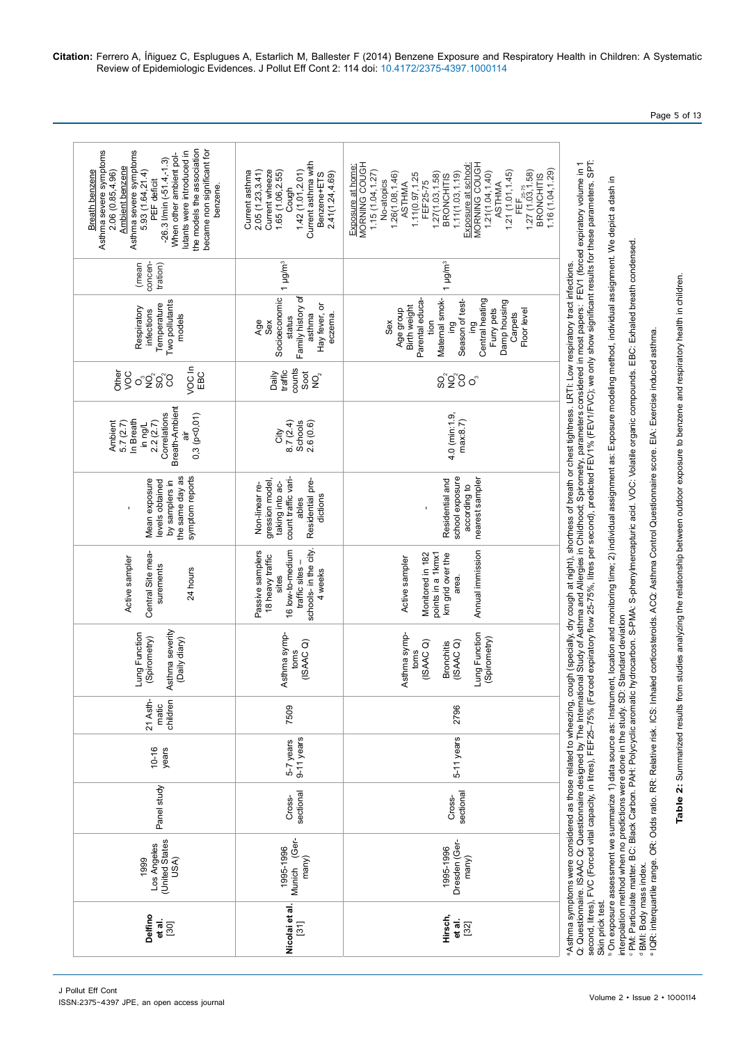**Citation:** Ferrero A, Íñiguez C, Esplugues A, Estarlich M, Ballester F (2014) Benzene Exposure and Respiratory Health in Children: A Systematic Review of Epidemiologic Evidences. J Pollut Eff Cont 2: 114 doi: 10.4172/2375-4397.1000114

| | | | | | | | | | | | | |
|---|---|---|---|---|---|---|---|---|---|---|---|---|
| **Delfino et al.** [30] | 1999 Los Angeles (United States USA) | Panel study | 10-16 years | 21 Asthmatic children | Lung Function (Spirometry) Asthma severity (Daily diary) | Active sampler Central Site measurements 24 hours | - Mean exposure levels obtained by samplers in the same day as symptom reports | Ambient 5.7 (2.7) In Breath in ng/L 2.2 (2.7) Correlations Breath-Ambient air 0.3 (p<0.01) | Other VOC $O_3$ $NO_2$ $SO_2$ CO VOC In EBC | Respiratory infections Temperature Two pollutants models | (mean concentration) | Breath benzene Asthma severe symptoms 2.06 (0.85,4.96) Ambient benzene Asthma severe symptoms 5.93 (1.64,21.4) PEF deficit -26.3 l/min (-51.4,-1.3) When other ambient pollutants were introduced in the models the association became non significant for benzene. |
| **Nicolai et al.** [31] | 1995-1996 Munich (Germany) | Cross-sectional | 5-7 years 9-11 years | 7509 | Asthma symptoms (ISAAC Q) | Passive samplers 18 heavy traffic sites 16 low-to-medium traffic sites – schools- in the city. 4 weeks | Non-linear regression model, taking into account traffic variables Residential predictions | City 8.7 (2.4) Schools 2.6 (0.6) | Daily traffic counts Soot $NO_2$ | Age Sex Socioeconomic status Family history of asthma Hay fever, or eczema. | 1 μg/m³ | Current asthma 2.05 (1.23,3.41) Current wheeze 1.65 (1.06,2.55) Cough 1.42 (1.01,2.01) Current asthma with Benzene+ETS 2.41(1.24,4.69) |
| **Hirsch, et al.** [32] | 1995-1996 Dresden (Germany) | Cross-sectional | 5-11 years | 2796 | Asthma symptoms (ISAAC Q) Bronchitis (ISAAC Q) Lung Function (Spirometry) | Active sampler Monitored in 182 points in a 1kmx1 km grid over the area. Annual immission | - Residential and school exposure according to nearest sampler | 4.0 (min:1.9, max:8.7) | $SO_2$ $NO_2$ CO $O_3$ | Sex Age group Birth weight Parental education Maternal smoking Season of testing Central heating Furry pets Damp housing Carpets Floor level | 1 μg/m³ | Exposure at home: MORNING COUGH 1.15 (1.04,1.27) No-atopics 1.26(1.08,1.46) ASTHMA 1.11(0.97,1.25 FEF25-75 1.27(1.03,1.58) BRONCHITIS 1.11(1.03,1.19) Exposure at school: MORNING COUGH 1.21(1.04,1.40) ASTHMA 1.21 (1.01,1.45) $FEF_{25-75}$ 1.27 (1.03,1.58) BRONCHITIS 1.16 (1.04,1.29) |

[a]Asthma symptoms were considered as those related to wheezing, cough (specially, dry cough at night), shortness of breath or chest tightness. LRTI: Low respiratory tract infections. Q: Questionnaire. ISAAC Q: Questionnaire designed by The International Study of Asthma and Allergies in Childhood; Spirometry, parameters considered in most papers: FEV1 (forced expiratory volume in 1 second, litres), FVC (Forced vital capacity, in litres), FEF25–75% (Forced expiratory flow 25–75%, litres per second), predicted FEV1% (FEV1/FVC); we only show significant results for these parameters. SPT: Skin prick test.

[b]On exposure assessment we summarize 1) data source as: Instrument, location and monitoring time; 2) individual assignment as: Exposure modeling method, individual assignment. We depict a dash in interpolation method when no predictions were done in the study. SD: Standard deviation

[c]PM: Particulate matter. BC: Black Carbon. PAH: Polycyclic aromatic hydrocarbon. S-PMA: S-phenylmercapturic acid. VOC: Volatile organic compounds. EBC: Exhaled breath condensed.

[d]BMI: Body mass index.

[e]IQR: interquartile range. OR: Odds ratio. RR: Relative risk. ICS: Inhaled corticosteroids. ACQ: Asthma Control Questionnaire score. EIA: Exercise induced asthma.

**Table 2:** Summarized results from studies analyzing the relationship between outdoor exposure to benzene and respiratory health in children.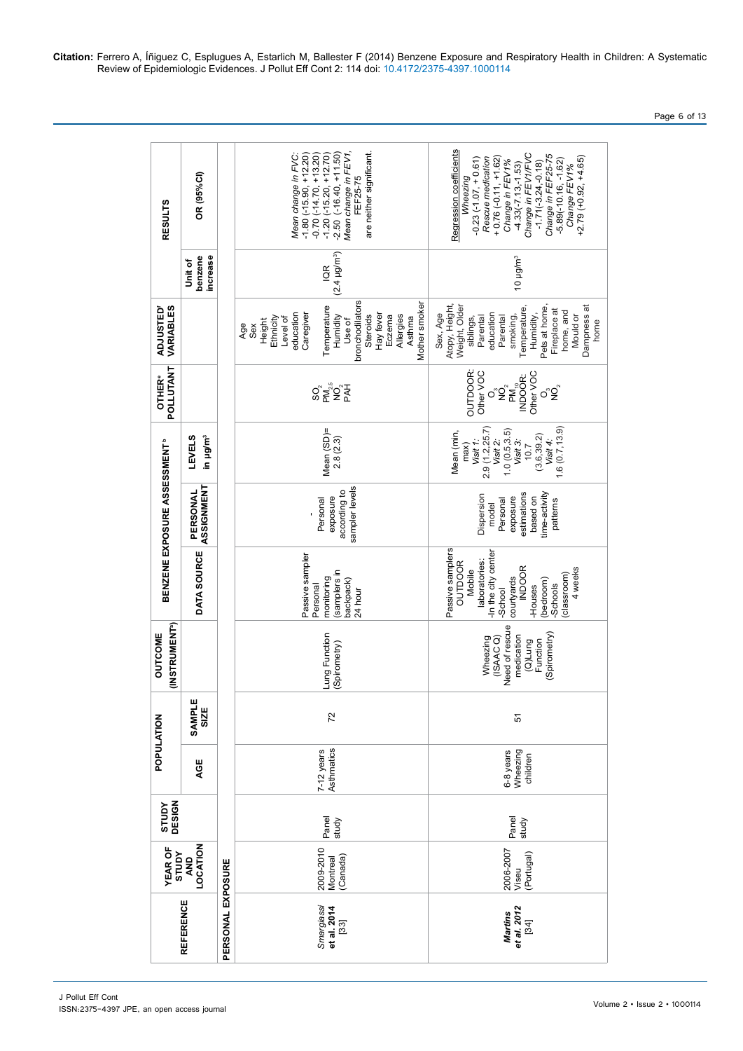**Citation:** Ferrero A, Íñiguez C, Esplugues A, Estarlich M, Ballester F (2014) Benzene Exposure and Respiratory Health in Children: A Systematic Review of Epidemiologic Evidences. J Pollut Eff Cont 2: 114 doi: 10.4172/2375-4397.1000114

| REFERENCE | YEAR OF STUDY AND LOCATION | STUDY DESIGN | POPULATION | | OUTCOME (INSTRUMENT[a]) | BENZENE EXPOSURE ASSESSMENT[b] | | | OTHER[a] POLLUTANT | ADJUSTED[c] VARIABLES | RESULTS | |
|---|---|---|---|---|---|---|---|---|---|---|---|---|
| | | | AGE | SAMPLE SIZE | | DATA SOURCE | PERSONAL ASSIGNMENT | LEVELS in µg/m³ | | | Unit of benzene increase | OR (95%CI) |
| **PERSONAL EXPOSURE** | | | | | | | | | | | | |
| *Smargiassi* **et al. 2014** [33] | 2009-2010 Montreal (Canada) | Panel study | 7-12 years Asthmatics | 72 | Lung Function (Spirometry) | Passive sampler Personal monitoring (samplers in backpack) 24 hour | - Personal exposure according to sampler levels | Mean (SD)= 2.8 (2.3) | $SO_2$ $PM_{2.5}$ $NO_2$ PAH | Age Sex Height Ethnicity Level of education Caregiver Temperature Humidity Use of bronchodilators Steroids Hay fever Eczema Allergies Asthma Mother smoker | IQR (2.4 µg/m³) | *Mean change in FVC:* -1.80 (-15.90, +12.20) -0.70 (-14.70, +13.20) -1.20 (-15.20, +12.70) -2.50 (-16.40, +11.50) *Mean change in FEV1,* FEF25-75 are neither significant. |
| **Martins et al. 2012** [34] | 2006-2007 Viseu (Portugal) | Panel study | 6-8 years Wheezing children | 51 | Wheezing (ISAAC Q) Need of rescue medication (Q)Lung Function (Spirometry) | Passive samplers OUTDOOR Mobile laboratories: -In the city center -School courtyards INDOOR -Houses (bedroom) -Schools (classroom) 4 weeks | Dispersion model Personal exposure estimations based on time-activity patterns | Mean (min, max) *Visit 1:* 2.9 (1.2,25.7) *Visit 2:* 1.0 (0.5,3.5) *Visit 3:* 10.7 (3.6,39.2) *Visit 4:* 1.6 (0.7,13.9) | OUTDOOR: Other VOC $O_3$ $NO_2$ $PM_{10}$ INDOOR: Other VOC $O_3$ $NO_2$ | Sex, Age Atopy, Height, Weight, Older siblings, Parental education Parental smoking, Temperature, Humidity, Pets at home, Fireplace at home, and Mould or Dampness at home | 10 µg/m³ | Regression coefficients *Wheezing* -0.23 (-1.07, + 0.61) *Rescue medication* + 0.76 (-0.11, +1.62) *Change in FEV1%* -4.33(-7.13,-1.53) *Change in FEV1/FVC* -1.71(-3.24,-0.18) *Change in FEF25-75* -5.89(-10.16, -1.62) *Change FEV1%* +2.79 (+0.92, +4.65) |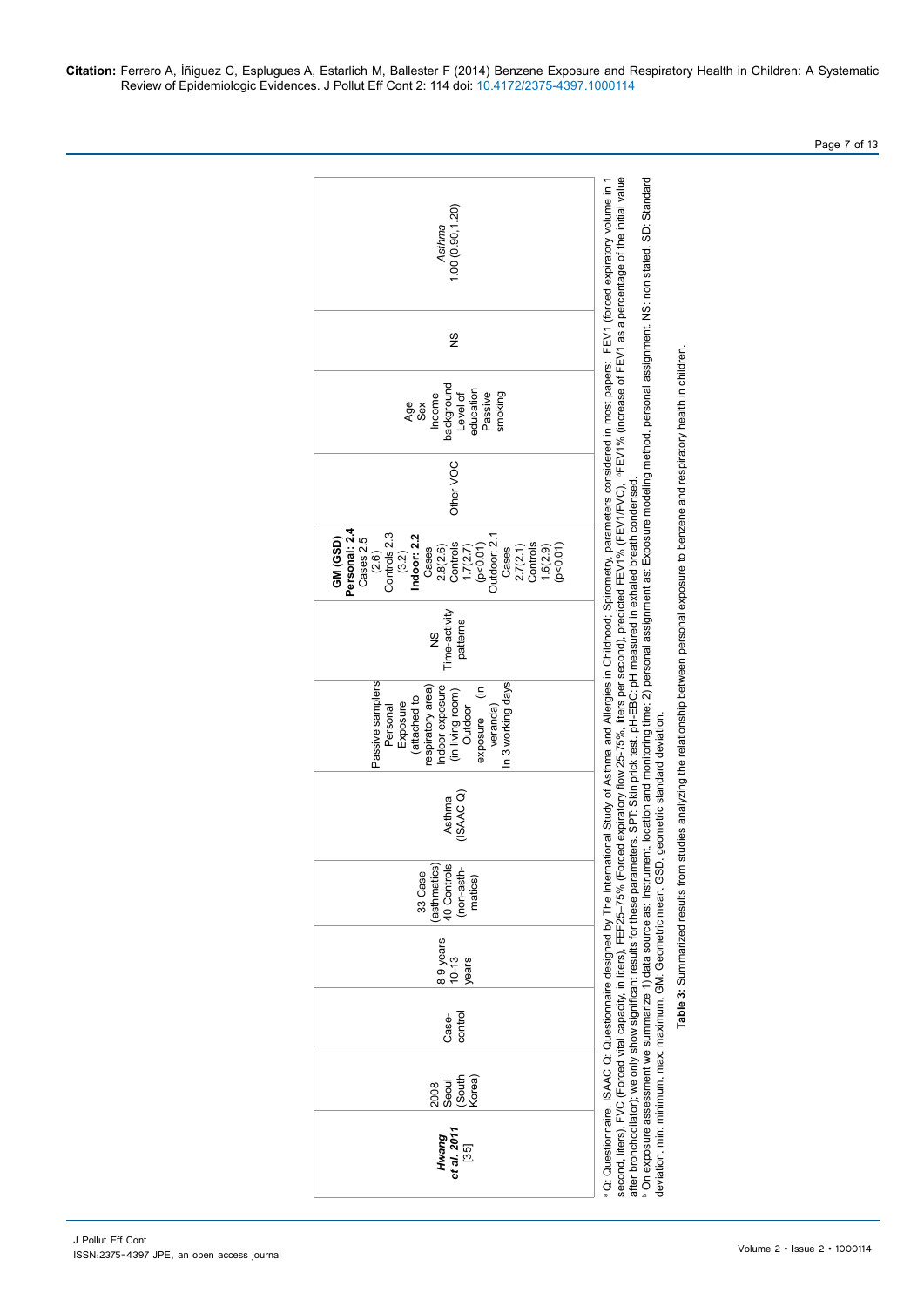| Hwang et al. 2011 [35] | 2008 Seoul (South Korea) | Case-control | 8-9 years 10-13 years | 33 Case (asthmatics) 40 Controls (non-asthmatics) | Asthma (ISAAC Q) | Passive samplers Personal Exposure (attached to respiratory area) Indoor exposure (in living room) Outdoor exposure (in veranda) In 3 working days | NS Time-activity patterns | **GM (GSD)** **Personal: 2.4** Cases 2.5 (2.6) Controls 2.3 (3.2) **Indoor: 2.2** Cases 2.8(2.6) Controls 1.7(2.7) (p<0.01) Outdoor: 2.1 Cases 2.7(2.1) Controls 1.6(2.9) (p<0.01) | Other VOC | Age Sex Income background Level of education Passive smoking | NS | *Asthma* 1.00 (0.90,1.20) |
|---|---|---|---|---|---|---|---|---|---|---|---|---|

[a] Q: Questionnaire. ISAAC Q: Questionnaire designed by The International Study of Asthma and Allergies in Childhood; Spirometry, parameters considered in most papers: FEV1 (forced expiratory volume in 1 second, liters), FVC (Forced vital capacity, in liters), FEF25-75% (Forced expiratory flow 25-75%, liters per second), predicted FEV1% (FEV1/FVC), ΔFEV1% (increase of FEV1 as a percentage of the initial value after bronchodilator); we only show significant results for these parameters. SPT: Skin prick test. pH-EBC: pH measured in exhaled breath condensed.

[b] On exposure assessment we summarize 1) data source as: Instrument, location and monitoring time; 2) personal assignment as: Exposure modeling method, personal assignment. NS: non stated. SD: Standard deviation, min: minimum, max: maximum, GM: Geometric mean, GSD, geometric standard deviation.

**Table 3:** Summarized results from studies analyzing the relationship between personal exposure to benzene and respiratory health in children.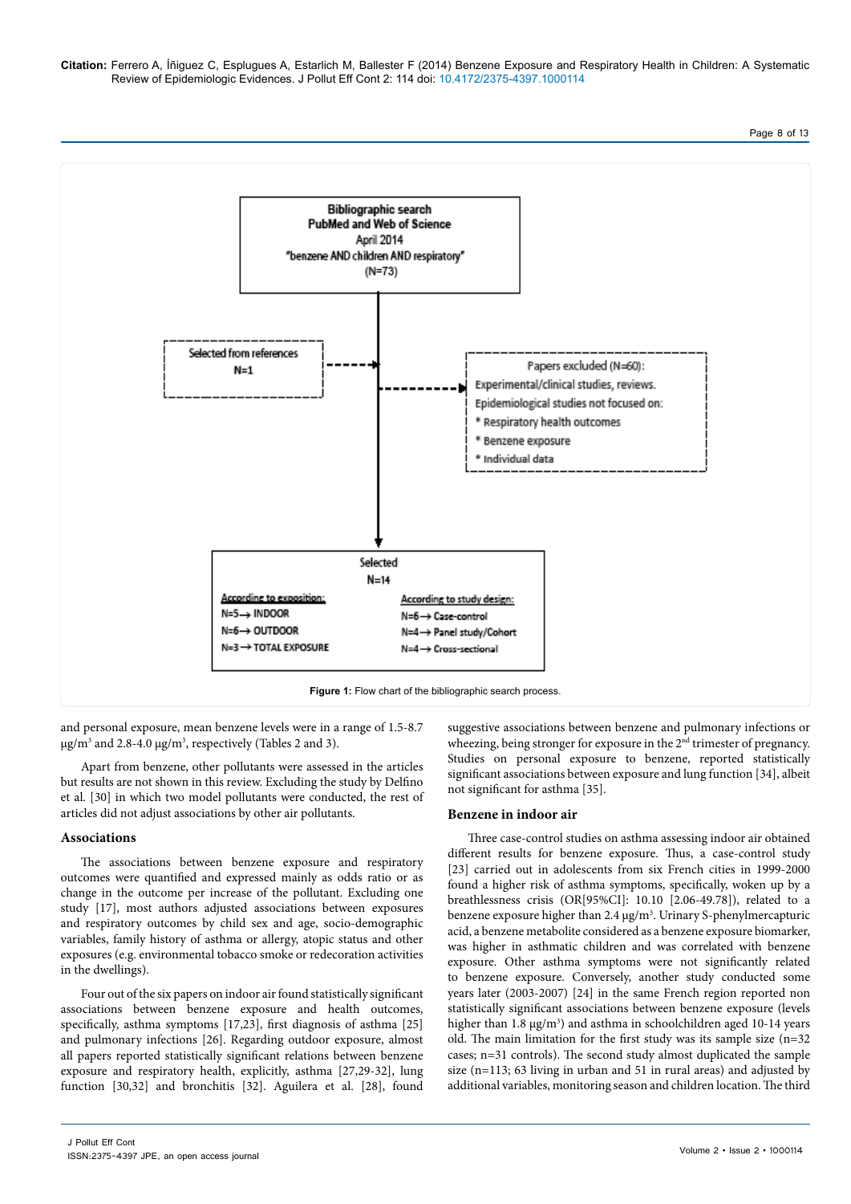Bibliographic search
PubMed and Web of Science
April 2014
"benzene AND children AND respiratory"
(N=73)

Selected from references
N=1

Papers excluded (N=60):
Experimental/clinical studies, reviews.
Epidemiological studies not focused on:
* Respiratory health outcomes
* Benzene exposure
* Individual data

Selected
N=14

According to exposition:
N=5→ INDOOR
N=6→ OUTDOOR
N=3→ TOTAL EXPOSURE

According to study design:
N=6→ Case-control
N=4→ Panel study/Cohort
N=4→ Cross-sectional

**Figure 1:** Flow chart of the bibliographic search process.

and personal exposure, mean benzene levels were in a range of 1.5-8.7 µg/m$^3$ and 2.8-4.0 µg/m$^3$, respectively (Tables 2 and 3).

Apart from benzene, other pollutants were assessed in the articles but results are not shown in this review. Excluding the study by Delfino et al. [30] in which two model pollutants were conducted, the rest of articles did not adjust associations by other air pollutants.

### Associations

The associations between benzene exposure and respiratory outcomes were quantified and expressed mainly as odds ratio or as change in the outcome per increase of the pollutant. Excluding one study [17], most authors adjusted associations between exposures and respiratory outcomes by child sex and age, socio-demographic variables, family history of asthma or allergy, atopic status and other exposures (e.g. environmental tobacco smoke or redecoration activities in the dwellings).

Four out of the six papers on indoor air found statistically significant associations between benzene exposure and health outcomes, specifically, asthma symptoms [17,23], first diagnosis of asthma [25] and pulmonary infections [26]. Regarding outdoor exposure, almost all papers reported statistically significant relations between benzene exposure and respiratory health, explicitly, asthma [27,29-32], lung function [30,32] and bronchitis [32]. Aguilera et al. [28], found suggestive associations between benzene and pulmonary infections or wheezing, being stronger for exposure in the 2nd trimester of pregnancy. Studies on personal exposure to benzene, reported statistically significant associations between exposure and lung function [34], albeit not significant for asthma [35].

### Benzene in indoor air

Three case-control studies on asthma assessing indoor air obtained different results for benzene exposure. Thus, a case-control study [23] carried out in adolescents from six French cities in 1999-2000 found a higher risk of asthma symptoms, specifically, woken up by a breathlessness crisis (OR[95%CI]: 10.10 [2.06-49.78]), related to a benzene exposure higher than 2.4 µg/m$^3$. Urinary S-phenylmercapturic acid, a benzene metabolite considered as a benzene exposure biomarker, was higher in asthmatic children and was correlated with benzene exposure. Other asthma symptoms were not significantly related to benzene exposure. Conversely, another study conducted some years later (2003-2007) [24] in the same French region reported non statistically significant associations between benzene exposure (levels higher than 1.8 µg/m$^3$) and asthma in schoolchildren aged 10-14 years old. The main limitation for the first study was its sample size (n=32 cases; n=31 controls). The second study almost duplicated the sample size (n=113; 63 living in urban and 51 in rural areas) and adjusted by additional variables, monitoring season and children location. The third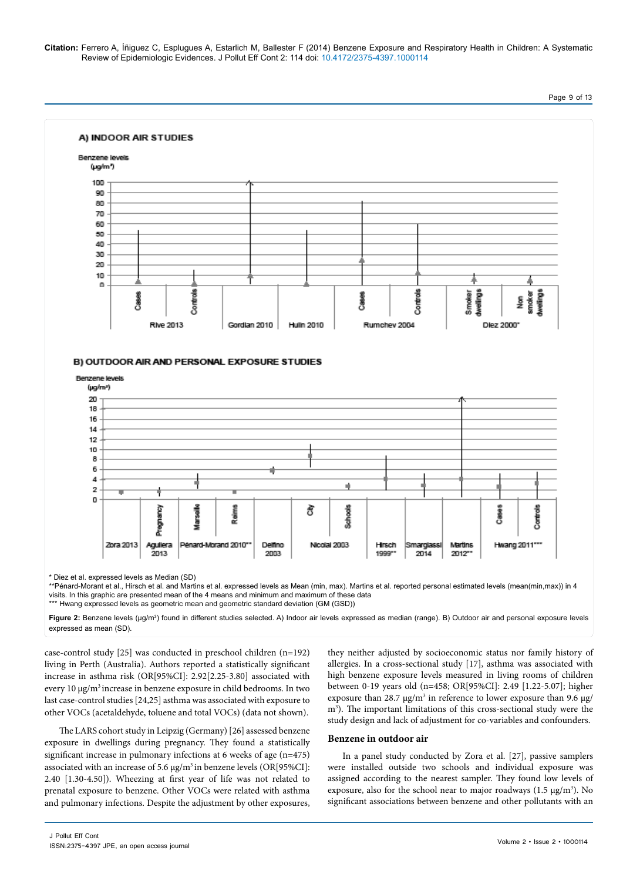A) INDOOR AIR STUDIES

B) OUTDOOR AIR AND PERSONAL EXPOSURE STUDIES

\* Diez et al. expressed levels as Median (SD)

\*\*Pénard-Morant et al., Hirsch et al. and Martins et al. expressed levels as Mean (min, max). Martins et al. reported personal estimated levels (mean(min,max)) in 4 visits. In this graphic are presented mean of the 4 means and minimum and maximum of these data

\*\*\* Hwang expressed levels as geometric mean and geometric standard deviation (GM (GSD))

**Figure 2:** Benzene levels (µg/m³) found in different studies selected. A) Indoor air levels expressed as median (range). B) Outdoor air and personal exposure levels expressed as mean (SD).

case-control study [25] was conducted in preschool children (n=192) living in Perth (Australia). Authors reported a statistically significant increase in asthma risk (OR[95%CI]: 2.92[2.25-3.80] associated with every 10 µg/m³ increase in benzene exposure in child bedrooms. In two last case-control studies [24,25] asthma was associated with exposure to other VOCs (acetaldehyde, toluene and total VOCs) (data not shown).

The LARS cohort study in Leipzig (Germany) [26] assessed benzene exposure in dwellings during pregnancy. They found a statistically significant increase in pulmonary infections at 6 weeks of age (n=475) associated with an increase of 5.6 µg/m³ in benzene levels (OR[95%CI]: 2.40 [1.30-4.50]). Wheezing at first year of life was not related to prenatal exposure to benzene. Other VOCs were related with asthma and pulmonary infections. Despite the adjustment by other exposures, they neither adjusted by socioeconomic status nor family history of allergies. In a cross-sectional study [17], asthma was associated with high benzene exposure levels measured in living rooms of children between 0-19 years old (n=458; OR[95%CI]: 2.49 [1.22-5.07]; higher exposure than 28.7 µg/m³ in reference to lower exposure than 9.6 µg/m³). The important limitations of this cross-sectional study were the study design and lack of adjustment for co-variables and confounders.

### Benzene in outdoor air

In a panel study conducted by Zora et al. [27], passive samplers were installed outside two schools and individual exposure was assigned according to the nearest sampler. They found low levels of exposure, also for the school near to major roadways (1.5 µg/m³). No significant associations between benzene and other pollutants with an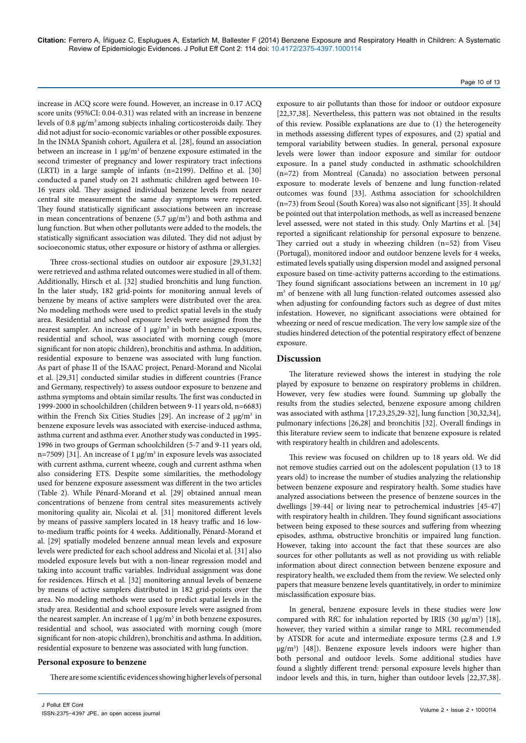increase in ACQ score were found. However, an increase in 0.17 ACQ score units (95%CI: 0.04-0.31) was related with an increase in benzene levels of 0.8 μg/m$^3$ among subjects inhaling corticosteroids daily. They did not adjust for socio-economic variables or other possible exposures. In the INMA Spanish cohort, Aguilera et al. [28], found an association between an increase in 1 μg/m$^3$ of benzene exposure estimated in the second trimester of pregnancy and lower respiratory tract infections (LRTI) in a large sample of infants (n=2199). Delfino et al. [30] conducted a panel study on 21 asthmatic children aged between 10-16 years old. They assigned individual benzene levels from nearer central site measurement the same day symptoms were reported. They found statistically significant associations between an increase in mean concentrations of benzene (5.7 μg/m$^3$) and both asthma and lung function. But when other pollutants were added to the models, the statistically significant association was diluted. They did not adjust by socioeconomic status, other exposure or history of asthma or allergies.

Three cross-sectional studies on outdoor air exposure [29,31,32] were retrieved and asthma related outcomes were studied in all of them. Additionally, Hirsch et al. [32] studied bronchitis and lung function. In the later study, 182 grid-points for monitoring annual levels of benzene by means of active samplers were distributed over the area. No modeling methods were used to predict spatial levels in the study area. Residential and school exposure levels were assigned from the nearest sampler. An increase of 1 μg/m$^3$ in both benzene exposures, residential and school, was associated with morning cough (more significant for non atopic children), bronchitis and asthma. In addition, residential exposure to benzene was associated with lung function. As part of phase II of the ISAAC project, Penard-Morand and Nicolai et al. [29,31] conducted similar studies in different countries (France and Germany, respectively) to assess outdoor exposure to benzene and asthma symptoms and obtain similar results. The first was conducted in 1999-2000 in schoolchildren (children between 9-11 years old, n=6683) within the French Six Cities Studies [29]. An increase of 2 μg/m$^3$ in benzene exposure levels was associated with exercise-induced asthma, asthma current and asthma ever. Another study was conducted in 1995-1996 in two groups of German schoolchildren (5-7 and 9-11 years old, n=7509) [31]. An increase of 1 μg/m$^3$ in exposure levels was associated with current asthma, current wheeze, cough and current asthma when also considering ETS. Despite some similarities, the methodology used for benzene exposure assessment was different in the two articles (Table 2). While Pénard-Morand et al. [29] obtained annual mean concentrations of benzene from central sites measurements actively monitoring quality air, Nicolai et al. [31] monitored different levels by means of passive samplers located in 18 heavy traffic and 16 low-to-medium traffic points for 4 weeks. Additionally, Pénard-Morand et al. [29] spatially modeled benzene annual mean levels and exposure levels were predicted for each school address and Nicolai et al. [31] also modeled exposure levels but with a non-linear regression model and taking into account traffic variables. Individual assignment was done for residences. Hirsch et al. [32] monitoring annual levels of benzene by means of active samplers distributed in 182 grid-points over the area. No modeling methods were used to predict spatial levels in the study area. Residential and school exposure levels were assigned from the nearest sampler. An increase of 1 μg/m$^3$ in both benzene exposures, residential and school, was associated with morning cough (more significant for non-atopic children), bronchitis and asthma. In addition, residential exposure to benzene was associated with lung function.

### Personal exposure to benzene

There are some scientific evidences showing higher levels of personal exposure to air pollutants than those for indoor or outdoor exposure [22,37,38]. Nevertheless, this pattern was not obtained in the results of this review. Possible explanations are due to (1) the heterogeneity in methods assessing different types of exposures, and (2) spatial and temporal variability between studies. In general, personal exposure levels were lower than indoor exposure and similar for outdoor exposure. In a panel study conducted in asthmatic schoolchildren (n=72) from Montreal (Canada) no association between personal exposure to moderate levels of benzene and lung function-related outcomes was found [33]. Asthma association for schoolchildren (n=73) from Seoul (South Korea) was also not significant [35]. It should be pointed out that interpolation methods, as well as increased benzene level assessed, were not stated in this study. Only Martins et al. [34] reported a significant relationship for personal exposure to benzene. They carried out a study in wheezing children (n=52) from Viseu (Portugal), monitored indoor and outdoor benzene levels for 4 weeks, estimated levels spatially using dispersion model and assigned personal exposure based on time-activity patterns according to the estimations. They found significant associations between an increment in 10 μg/m$^3$ of benzene with all lung function-related outcomes assessed also when adjusting for confounding factors such as degree of dust mites infestation. However, no significant associations were obtained for wheezing or need of rescue medication. The very low sample size of the studies hindered detection of the potential respiratory effect of benzene exposure.

## Discussion

The literature reviewed shows the interest in studying the role played by exposure to benzene on respiratory problems in children. However, very few studies were found. Summing up globally the results from the studies selected, benzene exposure among children was associated with asthma [17,23,25,29-32], lung function [30,32,34], pulmonary infections [26,28] and bronchitis [32]. Overall findings in this literature review seem to indicate that benzene exposure is related with respiratory health in children and adolescents.

This review was focused on children up to 18 years old. We did not remove studies carried out on the adolescent population (13 to 18 years old) to increase the number of studies analyzing the relationship between benzene exposure and respiratory health. Some studies have analyzed associations between the presence of benzene sources in the dwellings [39-44] or living near to petrochemical industries [45-47] with respiratory health in children. They found significant associations between being exposed to these sources and suffering from wheezing episodes, asthma, obstructive bronchitis or impaired lung function. However, taking into account the fact that these sources are also sources for other pollutants as well as not providing us with reliable information about direct connection between benzene exposure and respiratory health, we excluded them from the review. We selected only papers that measure benzene levels quantitatively, in order to minimize misclassification exposure bias.

In general, benzene exposure levels in these studies were low compared with RfC for inhalation reported by IRIS (30 μg/m$^3$) [18], however, they varied within a similar range to MRL recommended by ATSDR for acute and intermediate exposure terms (2.8 and 1.9 μg/m$^3$) [48]). Benzene exposure levels indoors were higher than both personal and outdoor levels. Some additional studies have found a slightly different trend: personal exposure levels higher than indoor levels and this, in turn, higher than outdoor levels [22,37,38].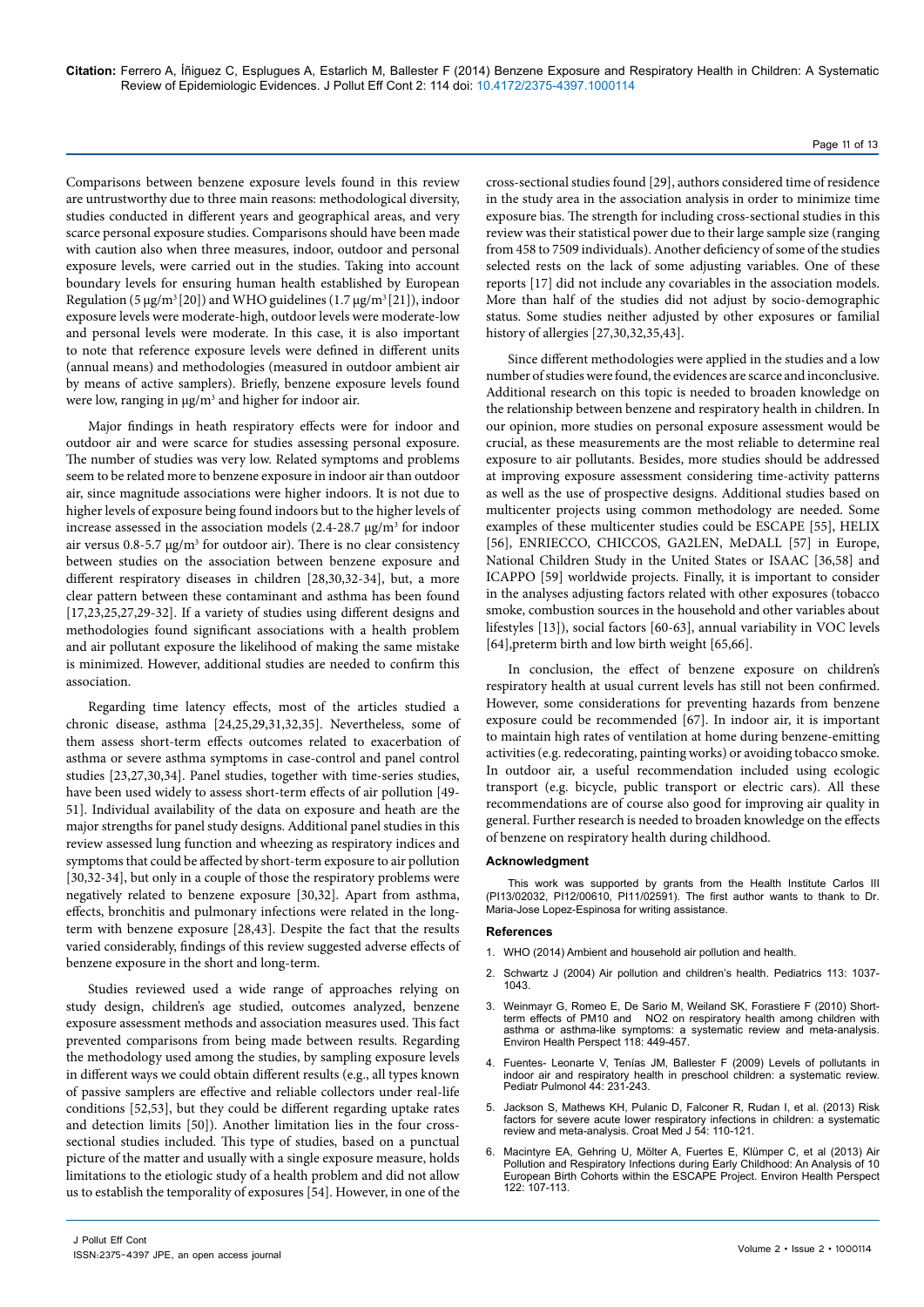Comparisons between benzene exposure levels found in this review are untrustworthy due to three main reasons: methodological diversity, studies conducted in different years and geographical areas, and very scarce personal exposure studies. Comparisons should have been made with caution also when three measures, indoor, outdoor and personal exposure levels, were carried out in the studies. Taking into account boundary levels for ensuring human health established by European Regulation (5 μg/m$^3$ [20]) and WHO guidelines (1.7 μg/m$^3$ [21]), indoor exposure levels were moderate-high, outdoor levels were moderate-low and personal levels were moderate. In this case, it is also important to note that reference exposure levels were defined in different units (annual means) and methodologies (measured in outdoor ambient air by means of active samplers). Briefly, benzene exposure levels found were low, ranging in μg/m$^3$ and higher for indoor air.

Major findings in heath respiratory effects were for indoor and outdoor air and were scarce for studies assessing personal exposure. The number of studies was very low. Related symptoms and problems seem to be related more to benzene exposure in indoor air than outdoor air, since magnitude associations were higher indoors. It is not due to higher levels of exposure being found indoors but to the higher levels of increase assessed in the association models (2.4-28.7 μg/m$^3$ for indoor air versus 0.8-5.7 μg/m$^3$ for outdoor air). There is no clear consistency between studies on the association between benzene exposure and different respiratory diseases in children [28,30,32-34], but, a more clear pattern between these contaminant and asthma has been found [17,23,25,27,29-32]. If a variety of studies using different designs and methodologies found significant associations with a health problem and air pollutant exposure the likelihood of making the same mistake is minimized. However, additional studies are needed to confirm this association.

Regarding time latency effects, most of the articles studied a chronic disease, asthma [24,25,29,31,32,35]. Nevertheless, some of them assess short-term effects outcomes related to exacerbation of asthma or severe asthma symptoms in case-control and panel control studies [23,27,30,34]. Panel studies, together with time-series studies, have been used widely to assess short-term effects of air pollution [49-51]. Individual availability of the data on exposure and heath are the major strengths for panel study designs. Additional panel studies in this review assessed lung function and wheezing as respiratory indices and symptoms that could be affected by short-term exposure to air pollution [30,32-34], but only in a couple of those the respiratory problems were negatively related to benzene exposure [30,32]. Apart from asthma, effects, bronchitis and pulmonary infections were related in the long-term with benzene exposure [28,43]. Despite the fact that the results varied considerably, findings of this review suggested adverse effects of benzene exposure in the short and long-term.

Studies reviewed used a wide range of approaches relying on study design, children's age studied, outcomes analyzed, benzene exposure assessment methods and association measures used. This fact prevented comparisons from being made between results. Regarding the methodology used among the studies, by sampling exposure levels in different ways we could obtain different results (e.g., all types known of passive samplers are effective and reliable collectors under real-life conditions [52,53], but they could be different regarding uptake rates and detection limits [50]). Another limitation lies in the four cross-sectional studies included. This type of studies, based on a punctual picture of the matter and usually with a single exposure measure, holds limitations to the etiologic study of a health problem and did not allow us to establish the temporality of exposures [54]. However, in one of the cross-sectional studies found [29], authors considered time of residence in the study area in the association analysis in order to minimize time exposure bias. The strength for including cross-sectional studies in this review was their statistical power due to their large sample size (ranging from 458 to 7509 individuals). Another deficiency of some of the studies selected rests on the lack of some adjusting variables. One of these reports [17] did not include any covariables in the association models. More than half of the studies did not adjust by socio-demographic status. Some studies neither adjusted by other exposures or familial history of allergies [27,30,32,35,43].

Since different methodologies were applied in the studies and a low number of studies were found, the evidences are scarce and inconclusive. Additional research on this topic is needed to broaden knowledge on the relationship between benzene and respiratory health in children. In our opinion, more studies on personal exposure assessment would be crucial, as these measurements are the most reliable to determine real exposure to air pollutants. Besides, more studies should be addressed at improving exposure assessment considering time-activity patterns as well as the use of prospective designs. Additional studies based on multicenter projects using common methodology are needed. Some examples of these multicenter studies could be ESCAPE [55], HELIX [56], ENRIECCO, CHICCOS, GA2LEN, MeDALL [57] in Europe, National Children Study in the United States or ISAAC [36,58] and ICAPPO [59] worldwide projects. Finally, it is important to consider in the analyses adjusting factors related with other exposures (tobacco smoke, combustion sources in the household and other variables about lifestyles [13]), social factors [60-63], annual variability in VOC levels [64],preterm birth and low birth weight [65,66].

In conclusion, the effect of benzene exposure on children's respiratory health at usual current levels has still not been confirmed. However, some considerations for preventing hazards from benzene exposure could be recommended [67]. In indoor air, it is important to maintain high rates of ventilation at home during benzene-emitting activities (e.g. redecorating, painting works) or avoiding tobacco smoke. In outdoor air, a useful recommendation included using ecologic transport (e.g. bicycle, public transport or electric cars). All these recommendations are of course also good for improving air quality in general. Further research is needed to broaden knowledge on the effects of benzene on respiratory health during childhood.

#### Acknowledgment

This work was supported by grants from the Health Institute Carlos III (PI13/02032, PI12/00610, PI11/02591). The first author wants to thank to Dr. Maria-Jose Lopez-Espinosa for writing assistance.

#### References

1. WHO (2014) Ambient and household air pollution and health.
2. Schwartz J (2004) Air pollution and children's health. Pediatrics 113: 1037-1043.
3. Weinmayr G, Romeo E, De Sario M, Weiland SK, Forastiere F (2010) Short-term effects of PM10 and NO2 on respiratory health among children with asthma or asthma-like symptoms: a systematic review and meta-analysis. Environ Health Perspect 118: 449-457.
4. Fuentes- Leonarte V, Tenías JM, Ballester F (2009) Levels of pollutants in indoor air and respiratory health in preschool children: a systematic review. Pediatr Pulmonol 44: 231-243.
5. Jackson S, Mathews KH, Pulanic D, Falconer R, Rudan I, et al. (2013) Risk factors for severe acute lower respiratory infections in children: a systematic review and meta-analysis. Croat Med J 54: 110-121.
6. Macintyre EA, Gehring U, Mölter A, Fuertes E, Klümper C, et al (2013) Air Pollution and Respiratory Infections during Early Childhood: An Analysis of 10 European Birth Cohorts within the ESCAPE Project. Environ Health Perspect 122: 107-113.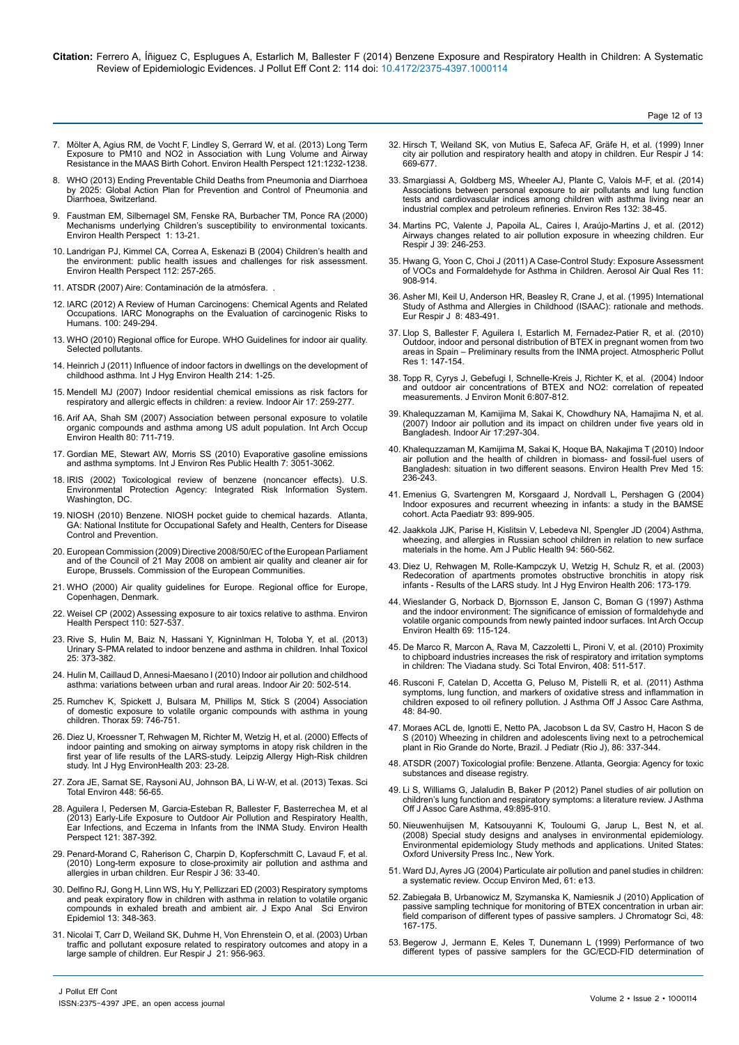7. Mölter A, Agius RM, de Vocht F, Lindley S, Gerrard W, et al. (2013) Long Term Exposure to PM10 and NO2 in Association with Lung Volume and Airway Resistance in the MAAS Birth Cohort. Environ Health Perspect 121:1232-1238.

8. WHO (2013) Ending Preventable Child Deaths from Pneumonia and Diarrhoea by 2025: Global Action Plan for Prevention and Control of Pneumonia and Diarrhoea, Switzerland.

9. Faustman EM, Silbernagel SM, Fenske RA, Burbacher TM, Ponce RA (2000) Mechanisms underlying Children's susceptibility to environmental toxicants. Environ Health Perspect 1: 13-21.

10. Landrigan PJ, Kimmel CA, Correa A, Eskenazi B (2004) Children's health and the environment: public health issues and challenges for risk assessment. Environ Health Perspect 112: 257-265.

11. ATSDR (2007) Aire: Contaminación de la atmósfera. .

12. IARC (2012) A Review of Human Carcinogens: Chemical Agents and Related Occupations. IARC Monographs on the Evaluation of carcinogenic Risks to Humans. 100: 249-294.

13. WHO (2010) Regional office for Europe. WHO Guidelines for indoor air quality. Selected pollutants.

14. Heinrich J (2011) Influence of indoor factors in dwellings on the development of childhood asthma. Int J Hyg Environ Health 214: 1-25.

15. Mendell MJ (2007) Indoor residential chemical emissions as risk factors for respiratory and allergic effects in children: a review. Indoor Air 17: 259-277.

16. Arif AA, Shah SM (2007) Association between personal exposure to volatile organic compounds and asthma among US adult population. Int Arch Occup Environ Health 80: 711-719.

17. Gordian ME, Stewart AW, Morris SS (2010) Evaporative gasoline emissions and asthma symptoms. Int J Environ Res Public Health 7: 3051-3062.

18. IRIS (2002) Toxicological review of benzene (noncancer effects). U.S. Environmental Protection Agency: Integrated Risk Information System. Washington, DC.

19. NIOSH (2010) Benzene. NIOSH pocket guide to chemical hazards. Atlanta, GA: National Institute for Occupational Safety and Health, Centers for Disease Control and Prevention.

20. European Commission (2009) Directive 2008/50/EC of the European Parliament and of the Council of 21 May 2008 on ambient air quality and cleaner air for Europe, Brussels. Commission of the European Communities.

21. WHO (2000) Air quality guidelines for Europe. Regional office for Europe, Copenhagen, Denmark.

22. Weisel CP (2002) Assessing exposure to air toxics relative to asthma. Environ Health Perspect 110: 527-537.

23. Rive S, Hulin M, Baiz N, Hassani Y, Kigninlman H, Toloba Y, et al. (2013) Urinary S-PMA related to indoor benzene and asthma in children. Inhal Toxicol 25: 373-382.

24. Hulin M, Caillaud D, Annesi-Maesano I (2010) Indoor air pollution and childhood asthma: variations between urban and rural areas. Indoor Air 20: 502-514.

25. Rumchev K, Spickett J, Bulsara M, Phillips M, Stick S (2004) Association of domestic exposure to volatile organic compounds with asthma in young children. Thorax 59: 746-751.

26. Diez U, Kroessner T, Rehwagen M, Richter M, Wetzig H, et al. (2000) Effects of indoor painting and smoking on airway symptoms in atopy risk children in the first year of life results of the LARS-study. Leipzig Allergy High-Risk children study. Int J Hyg EnvironHealth 203: 23-28.

27. Zora JE, Sarnat SE, Raysoni AU, Johnson BA, Li W-W, et al. (2013) Texas. Sci Total Environ 448: 56-65.

28. Aguilera I, Pedersen M, Garcia-Esteban R, Ballester F, Basterrechea M, et al (2013) Early-Life Exposure to Outdoor Air Pollution and Respiratory Health, Ear Infections, and Eczema in Infants from the INMA Study. Environ Health Perspect 121: 387-392.

29. Penard-Morand C, Raherison C, Charpin D, Kopferschmitt C, Lavaud F, et al. (2010) Long-term exposure to close-proximity air pollution and asthma and allergies in urban children. Eur Respir J 36: 33-40.

30. Delfino RJ, Gong H, Linn WS, Hu Y, Pellizzari ED (2003) Respiratory symptoms and peak expiratory flow in children with asthma in relation to volatile organic compounds in exhaled breath and ambient air. J Expo Anal Sci Environ Epidemiol 13: 348-363.

31. Nicolai T, Carr D, Weiland SK, Duhme H, Von Ehrenstein O, et al. (2003) Urban traffic and pollutant exposure related to respiratory outcomes and atopy in a large sample of children. Eur Respir J 21: 956-963.

32. Hirsch T, Weiland SK, von Mutius E, Safeca AF, Gräfe H, et al. (1999) Inner city air pollution and respiratory health and atopy in children. Eur Respir J 14: 669-677.

33. Smargiassi A, Goldberg MS, Wheeler AJ, Plante C, Valois M-F, et al. (2014) Associations between personal exposure to air pollutants and lung function tests and cardiovascular indices among children with asthma living near an industrial complex and petroleum refineries. Environ Res 132: 38-45.

34. Martins PC, Valente J, Papoila AL, Caires I, Araújo-Martins J, et al. (2012) Airways changes related to air pollution exposure in wheezing children. Eur Respir J 39: 246-253.

35. Hwang G, Yoon C, Choi J (2011) A Case-Control Study: Exposure Assessment of VOCs and Formaldehyde for Asthma in Children. Aerosol Air Qual Res 11: 908-914.

36. Asher MI, Keil U, Anderson HR, Beasley R, Crane J, et al. (1995) International Study of Asthma and Allergies in Childhood (ISAAC): rationale and methods. Eur Respir J 8: 483-491.

37. Llop S, Ballester F, Aguilera I, Estarlich M, Fernadez-Patier R, et al. (2010) Outdoor, indoor and personal distribution of BTEX in pregnant women from two areas in Spain – Preliminary results from the INMA project. Atmospheric Pollut Res 1: 147-154.

38. Topp R, Cyrys J, Gebefugi I, Schnelle-Kreis J, Richter K, et al. (2004) Indoor and outdoor air concentrations of BTEX and NO2: correlation of repeated measurements. J Environ Monit 6:807-812.

39. Khalequzzaman M, Kamijima M, Sakai K, Chowdhury NA, Hamajima N, et al. (2007) Indoor air pollution and its impact on children under five years old in Bangladesh. Indoor Air 17:297-304.

40. Khalequzzaman M, Kamijima M, Sakai K, Hoque BA, Nakajima T (2010) Indoor air pollution and the health of children in biomass- and fossil-fuel users of Bangladesh: situation in two different seasons. Environ Health Prev Med 15: 236-243.

41. Emenius G, Svartengren M, Korsgaard J, Nordvall L, Pershagen G (2004) Indoor exposures and recurrent wheezing in infants: a study in the BAMSE cohort. Acta Paediatr 93: 899-905.

42. Jaakkola JJK, Parise H, Kislitsin V, Lebedeva NI, Spengler JD (2004) Asthma, wheezing, and allergies in Russian school children in relation to new surface materials in the home. Am J Public Health 94: 560-562.

43. Diez U, Rehwagen M, Rolle-Kampczyk U, Wetzig H, Schulz R, et al. (2003) Redecoration of apartments promotes obstructive bronchitis in atopy risk infants - Results of the LARS study. Int J Hyg Environ Health 206: 173-179.

44. Wieslander G, Norback D, Bjornsson E, Janson C, Boman G (1997) Asthma and the indoor environment: The significance of emission of formaldehyde and volatile organic compounds from newly painted indoor surfaces. Int Arch Occup Environ Health 69: 115-124.

45. De Marco R, Marcon A, Rava M, Cazzoletti L, Pironi V, et al. (2010) Proximity to chipboard industries increases the risk of respiratory and irritation symptoms in children: The Viadana study. Sci Total Environ, 408: 511-517.

46. Rusconi F, Catelan D, Accetta G, Peluso M, Pistelli R, et al. (2011) Asthma symptoms, lung function, and markers of oxidative stress and inflammation in children exposed to oil refinery pollution. J Asthma Off J Assoc Care Asthma, 48: 84-90.

47. Moraes ACL de, Ignotti E, Netto PA, Jacobson L da SV, Castro H, Hacon S de S (2010) Wheezing in children and adolescents living next to a petrochemical plant in Rio Grande do Norte, Brazil. J Pediatr (Rio J), 86: 337-344.

48. ATSDR (2007) Toxicological profile: Benzene. Atlanta, Georgia: Agency for toxic substances and disease registry.

49. Li S, Williams G, Jalaludin B, Baker P (2012) Panel studies of air pollution on children's lung function and respiratory symptoms: a literature review. J Asthma Off J Assoc Care Asthma, 49:895-910.

50. Nieuwenhuijsen M, Katsouyanni K, Touloumi G, Jarup L, Best N, et al. (2008) Special study designs and analyses in environmental epidemiology. Environmental epidemiology Study methods and applications. United States: Oxford University Press Inc., New York.

51. Ward DJ, Ayres JG (2004) Particulate air pollution and panel studies in children: a systematic review. Occup Environ Med, 61: e13.

52. Zabiegała B, Urbanowicz M, Szymanska K, Namiesnik J (2010) Application of passive sampling technique for monitoring of BTEX concentration in urban air: field comparison of different types of passive samplers. J Chromatogr Sci, 48: 167-175.

53. Begerow J, Jermann E, Keles T, Dunemann L (1999) Performance of two different types of passive samplers for the GC/ECD-FID determination of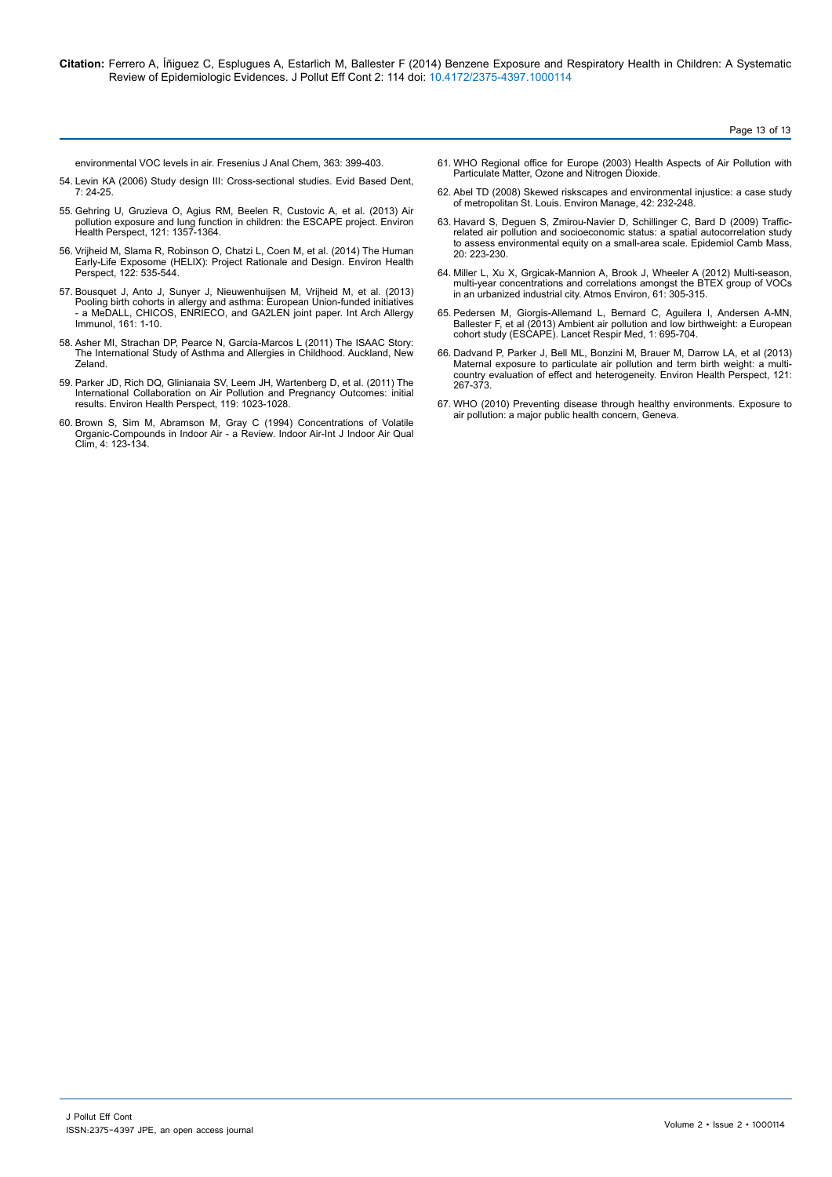environmental VOC levels in air. Fresenius J Anal Chem, 363: 399-403.

54. Levin KA (2006) Study design III: Cross-sectional studies. Evid Based Dent, 7: 24-25.

55. Gehring U, Gruzieva O, Agius RM, Beelen R, Custovic A, et al. (2013) Air pollution exposure and lung function in children: the ESCAPE project. Environ Health Perspect, 121: 1357-1364.

56. Vrijheid M, Slama R, Robinson O, Chatzi L, Coen M, et al. (2014) The Human Early-Life Exposome (HELIX): Project Rationale and Design. Environ Health Perspect, 122: 535-544.

57. Bousquet J, Anto J, Sunyer J, Nieuwenhuijsen M, Vrijheid M, et al. (2013) Pooling birth cohorts in allergy and asthma: European Union-funded initiatives - a MeDALL, CHICOS, ENRIECO, and GA2LEN joint paper. Int Arch Allergy Immunol, 161: 1-10.

58. Asher MI, Strachan DP, Pearce N, García-Marcos L (2011) The ISAAC Story: The International Study of Asthma and Allergies in Childhood. Auckland, New Zeland.

59. Parker JD, Rich DQ, Glinianaia SV, Leem JH, Wartenberg D, et al. (2011) The International Collaboration on Air Pollution and Pregnancy Outcomes: initial results. Environ Health Perspect, 119: 1023-1028.

60. Brown S, Sim M, Abramson M, Gray C (1994) Concentrations of Volatile Organic-Compounds in Indoor Air - a Review. Indoor Air-Int J Indoor Air Qual Clim, 4: 123-134.

61. WHO Regional office for Europe (2003) Health Aspects of Air Pollution with Particulate Matter, Ozone and Nitrogen Dioxide.

62. Abel TD (2008) Skewed riskscapes and environmental injustice: a case study of metropolitan St. Louis. Environ Manage, 42: 232-248.

63. Havard S, Deguen S, Zmirou-Navier D, Schillinger C, Bard D (2009) Traffic-related air pollution and socioeconomic status: a spatial autocorrelation study to assess environmental equity on a small-area scale. Epidemiol Camb Mass, 20: 223-230.

64. Miller L, Xu X, Grgicak-Mannion A, Brook J, Wheeler A (2012) Multi-season, multi-year concentrations and correlations amongst the BTEX group of VOCs in an urbanized industrial city. Atmos Environ, 61: 305-315.

65. Pedersen M, Giorgis-Allemand L, Bernard C, Aguilera I, Andersen A-MN, Ballester F, et al (2013) Ambient air pollution and low birthweight: a European cohort study (ESCAPE). Lancet Respir Med, 1: 695-704.

66. Dadvand P, Parker J, Bell ML, Bonzini M, Brauer M, Darrow LA, et al (2013) Maternal exposure to particulate air pollution and term birth weight: a multi-country evaluation of effect and heterogeneity. Environ Health Perspect, 121: 267-373.

67. WHO (2010) Preventing disease through healthy environments. Exposure to air pollution: a major public health concern, Geneva.